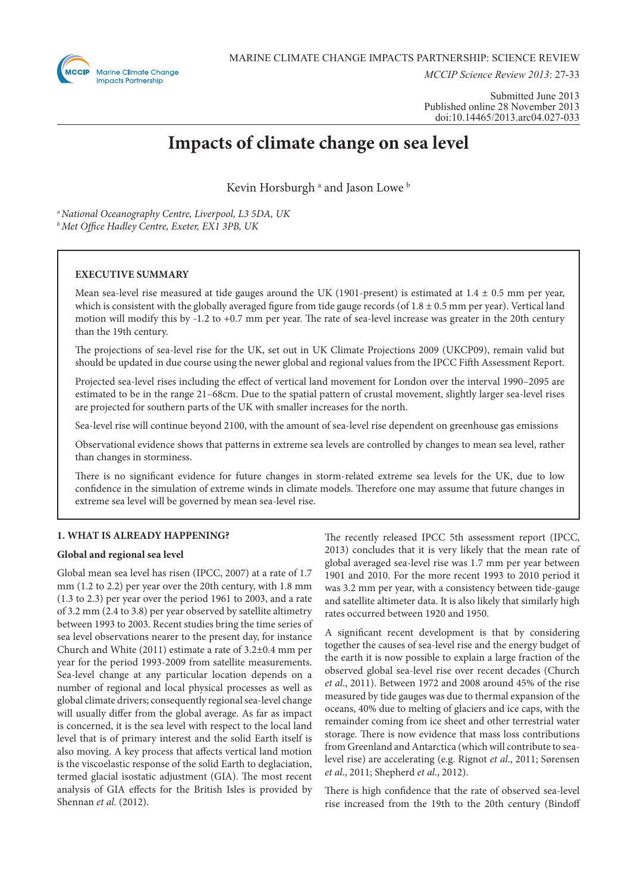MARINE CLIMATE CHANGE IMPACTS PARTNERSHIP: SCIENCE REVIEW

*MCCIP Science Review 2013*: 27-33

Submitted June 2013
Published online 28 November 2013
doi:10.14465/2013.arc04.027-033

# Impacts of climate change on sea level

Kevin Horsburgh [a] and Jason Lowe [b]

[a] *National Oceanography Centre, Liverpool, L3 5DA, UK*
[b] *Met Office Hadley Centre, Exeter, EX1 3PB, UK*

**EXECUTIVE SUMMARY**

Mean sea-level rise measured at tide gauges around the UK (1901-present) is estimated at 1.4 ± 0.5 mm per year, which is consistent with the globally averaged figure from tide gauge records (of 1.8 ± 0.5 mm per year). Vertical land motion will modify this by -1.2 to +0.7 mm per year. The rate of sea-level increase was greater in the 20th century than the 19th century.

The projections of sea-level rise for the UK, set out in UK Climate Projections 2009 (UKCP09), remain valid but should be updated in due course using the newer global and regional values from the IPCC Fifth Assessment Report.

Projected sea-level rises including the effect of vertical land movement for London over the interval 1990–2095 are estimated to be in the range 21–68cm. Due to the spatial pattern of crustal movement, slightly larger sea-level rises are projected for southern parts of the UK with smaller increases for the north.

Sea-level rise will continue beyond 2100, with the amount of sea-level rise dependent on greenhouse gas emissions

Observational evidence shows that patterns in extreme sea levels are controlled by changes to mean sea level, rather than changes in storminess.

There is no significant evidence for future changes in storm-related extreme sea levels for the UK, due to low confidence in the simulation of extreme winds in climate models. Therefore one may assume that future changes in extreme sea level will be governed by mean sea-level rise.

## 1. WHAT IS ALREADY HAPPENING?

### Global and regional sea level

Global mean sea level has risen (IPCC, 2007) at a rate of 1.7 mm (1.2 to 2.2) per year over the 20th century, with 1.8 mm (1.3 to 2.3) per year over the period 1961 to 2003, and a rate of 3.2 mm (2.4 to 3.8) per year observed by satellite altimetry between 1993 to 2003. Recent studies bring the time series of sea level observations nearer to the present day, for instance Church and White (2011) estimate a rate of 3.2±0.4 mm per year for the period 1993-2009 from satellite measurements. Sea-level change at any particular location depends on a number of regional and local physical processes as well as global climate drivers; consequently regional sea-level change will usually differ from the global average. As far as impact is concerned, it is the sea level with respect to the local land level that is of primary interest and the solid Earth itself is also moving. A key process that affects vertical land motion is the viscoelastic response of the solid Earth to deglaciation, termed glacial isostatic adjustment (GIA). The most recent analysis of GIA effects for the British Isles is provided by Shennan *et al.* (2012).

The recently released IPCC 5th assessment report (IPCC, 2013) concludes that it is very likely that the mean rate of global averaged sea-level rise was 1.7 mm per year between 1901 and 2010. For the more recent 1993 to 2010 period it was 3.2 mm per year, with a consistency between tide-gauge and satellite altimeter data. It is also likely that similarly high rates occurred between 1920 and 1950.

A significant recent development is that by considering together the causes of sea-level rise and the energy budget of the earth it is now possible to explain a large fraction of the observed global sea-level rise over recent decades (Church *et al.*, 2011). Between 1972 and 2008 around 45% of the rise measured by tide gauges was due to thermal expansion of the oceans, 40% due to melting of glaciers and ice caps, with the remainder coming from ice sheet and other terrestrial water storage. There is now evidence that mass loss contributions from Greenland and Antarctica (which will contribute to sea-level rise) are accelerating (e.g. Rignot *et al.*, 2011; Sørensen *et al.*, 2011; Shepherd *et al.*, 2012).

There is high confidence that the rate of observed sea-level rise increased from the 19th to the 20th century (Bindoff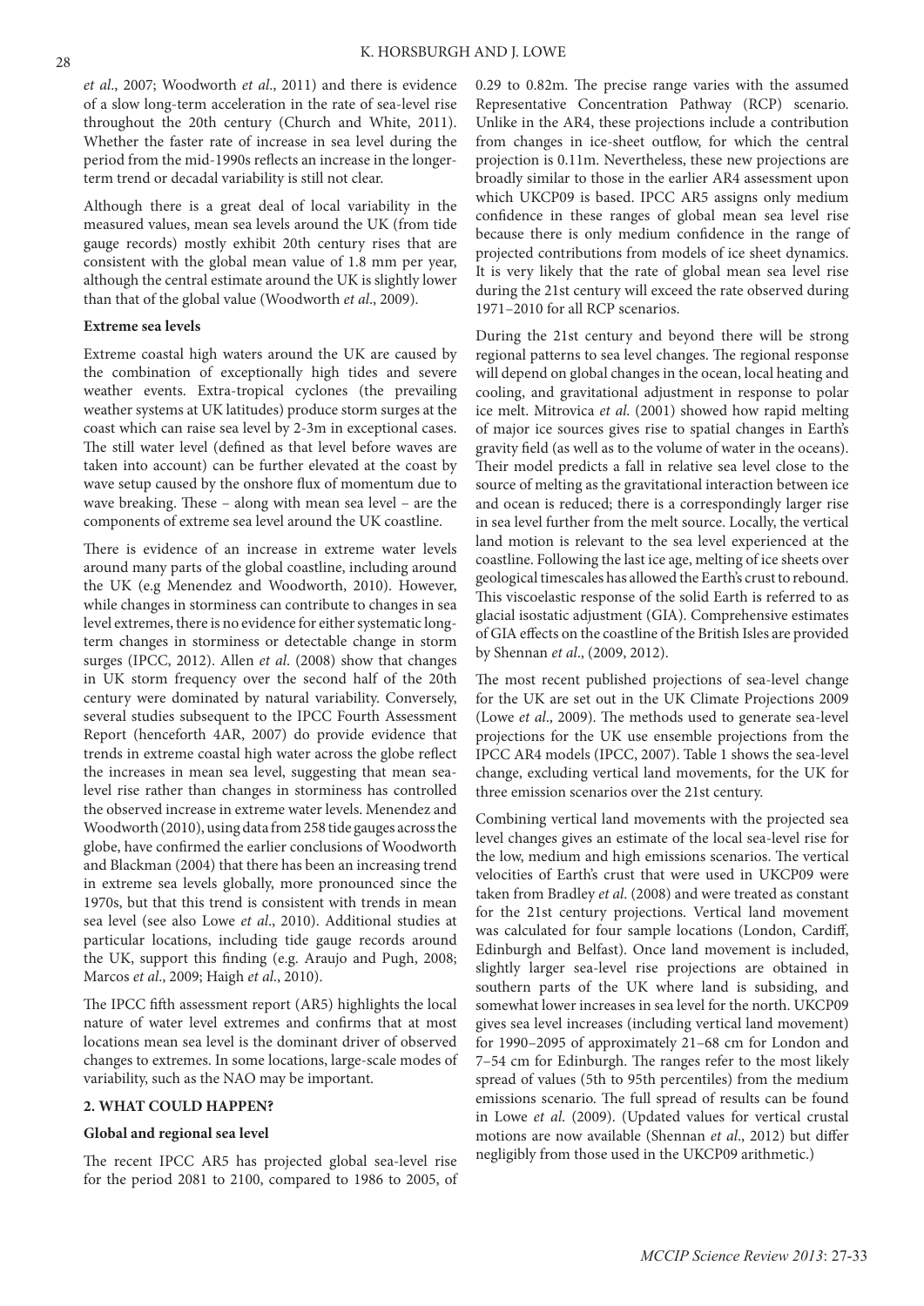*et al*., 2007; Woodworth *et al*., 2011) and there is evidence of a slow long-term acceleration in the rate of sea-level rise throughout the 20th century (Church and White, 2011). Whether the faster rate of increase in sea level during the period from the mid-1990s reflects an increase in the longer-term trend or decadal variability is still not clear.

Although there is a great deal of local variability in the measured values, mean sea levels around the UK (from tide gauge records) mostly exhibit 20th century rises that are consistent with the global mean value of 1.8 mm per year, although the central estimate around the UK is slightly lower than that of the global value (Woodworth *et al*., 2009).

**Extreme sea levels**

Extreme coastal high waters around the UK are caused by the combination of exceptionally high tides and severe weather events. Extra-tropical cyclones (the prevailing weather systems at UK latitudes) produce storm surges at the coast which can raise sea level by 2-3m in exceptional cases. The still water level (defined as that level before waves are taken into account) can be further elevated at the coast by wave setup caused by the onshore flux of momentum due to wave breaking. These – along with mean sea level – are the components of extreme sea level around the UK coastline.

There is evidence of an increase in extreme water levels around many parts of the global coastline, including around the UK (e.g Menendez and Woodworth, 2010). However, while changes in storminess can contribute to changes in sea level extremes, there is no evidence for either systematic long-term changes in storminess or detectable change in storm surges (IPCC, 2012). Allen *et al*. (2008) show that changes in UK storm frequency over the second half of the 20th century were dominated by natural variability. Conversely, several studies subsequent to the IPCC Fourth Assessment Report (henceforth 4AR, 2007) do provide evidence that trends in extreme coastal high water across the globe reflect the increases in mean sea level, suggesting that mean sea-level rise rather than changes in storminess has controlled the observed increase in extreme water levels. Menendez and Woodworth (2010), using data from 258 tide gauges across the globe, have confirmed the earlier conclusions of Woodworth and Blackman (2004) that there has been an increasing trend in extreme sea levels globally, more pronounced since the 1970s, but that this trend is consistent with trends in mean sea level (see also Lowe *et al*., 2010). Additional studies at particular locations, including tide gauge records around the UK, support this finding (e.g. Araujo and Pugh, 2008; Marcos *et al*., 2009; Haigh *et al*., 2010).

The IPCC fifth assessment report (AR5) highlights the local nature of water level extremes and confirms that at most locations mean sea level is the dominant driver of observed changes to extremes. In some locations, large-scale modes of variability, such as the NAO may be important.

## 2. WHAT COULD HAPPEN?

**Global and regional sea level**

The recent IPCC AR5 has projected global sea-level rise for the period 2081 to 2100, compared to 1986 to 2005, of 0.29 to 0.82m. The precise range varies with the assumed Representative Concentration Pathway (RCP) scenario. Unlike in the AR4, these projections include a contribution from changes in ice-sheet outflow, for which the central projection is 0.11m. Nevertheless, these new projections are broadly similar to those in the earlier AR4 assessment upon which UKCP09 is based. IPCC AR5 assigns only medium confidence in these ranges of global mean sea level rise because there is only medium confidence in the range of projected contributions from models of ice sheet dynamics. It is very likely that the rate of global mean sea level rise during the 21st century will exceed the rate observed during 1971–2010 for all RCP scenarios.

During the 21st century and beyond there will be strong regional patterns to sea level changes. The regional response will depend on global changes in the ocean, local heating and cooling, and gravitational adjustment in response to polar ice melt. Mitrovica *et al*. (2001) showed how rapid melting of major ice sources gives rise to spatial changes in Earth's gravity field (as well as to the volume of water in the oceans). Their model predicts a fall in relative sea level close to the source of melting as the gravitational interaction between ice and ocean is reduced; there is a correspondingly larger rise in sea level further from the melt source. Locally, the vertical land motion is relevant to the sea level experienced at the coastline. Following the last ice age, melting of ice sheets over geological timescales has allowed the Earth's crust to rebound. This viscoelastic response of the solid Earth is referred to as glacial isostatic adjustment (GIA). Comprehensive estimates of GIA effects on the coastline of the British Isles are provided by Shennan *et al*., (2009, 2012).

The most recent published projections of sea-level change for the UK are set out in the UK Climate Projections 2009 (Lowe *et al*., 2009). The methods used to generate sea-level projections for the UK use ensemble projections from the IPCC AR4 models (IPCC, 2007). Table 1 shows the sea-level change, excluding vertical land movements, for the UK for three emission scenarios over the 21st century.

Combining vertical land movements with the projected sea level changes gives an estimate of the local sea-level rise for the low, medium and high emissions scenarios. The vertical velocities of Earth's crust that were used in UKCP09 were taken from Bradley *et al*. (2008) and were treated as constant for the 21st century projections. Vertical land movement was calculated for four sample locations (London, Cardiff, Edinburgh and Belfast). Once land movement is included, slightly larger sea-level rise projections are obtained in southern parts of the UK where land is subsiding, and somewhat lower increases in sea level for the north. UKCP09 gives sea level increases (including vertical land movement) for 1990–2095 of approximately 21–68 cm for London and 7–54 cm for Edinburgh. The ranges refer to the most likely spread of values (5th to 95th percentiles) from the medium emissions scenario. The full spread of results can be found in Lowe *et al*. (2009). (Updated values for vertical crustal motions are now available (Shennan *et al*., 2012) but differ negligibly from those used in the UKCP09 arithmetic.)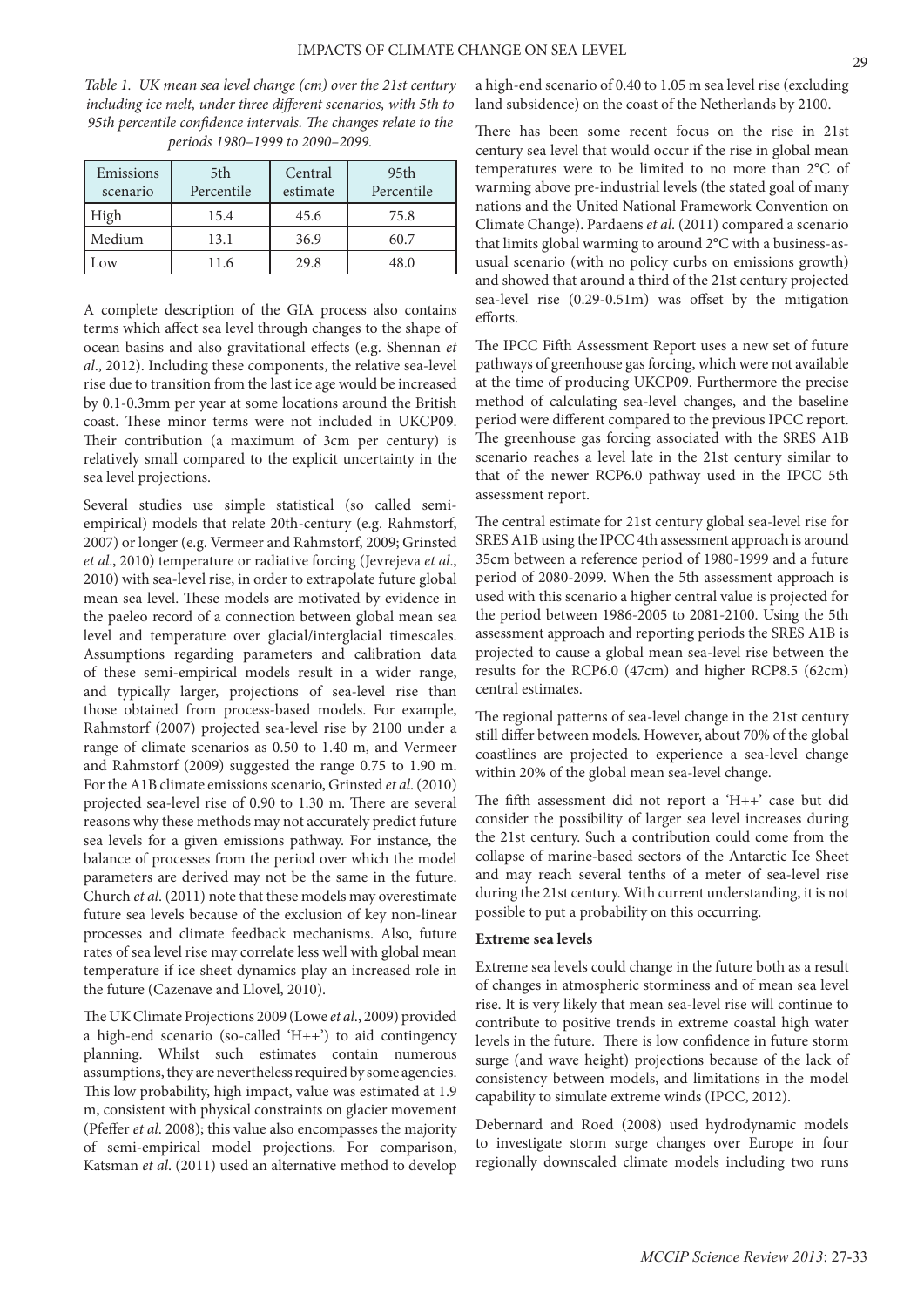*Table 1. UK mean sea level change (cm) over the 21st century including ice melt, under three different scenarios, with 5th to 95th percentile confidence intervals. The changes relate to the periods 1980–1999 to 2090–2099.*

| Emissions scenario | 5th Percentile | Central estimate | 95th Percentile |
|---|---|---|---|
| High | 15.4 | 45.6 | 75.8 |
| Medium | 13.1 | 36.9 | 60.7 |
| Low | 11.6 | 29.8 | 48.0 |

A complete description of the GIA process also contains terms which affect sea level through changes to the shape of ocean basins and also gravitational effects (e.g. Shennan *et al*., 2012). Including these components, the relative sea-level rise due to transition from the last ice age would be increased by 0.1-0.3mm per year at some locations around the British coast. These minor terms were not included in UKCP09. Their contribution (a maximum of 3cm per century) is relatively small compared to the explicit uncertainty in the sea level projections.

Several studies use simple statistical (so called semi-empirical) models that relate 20th-century (e.g. Rahmstorf, 2007) or longer (e.g. Vermeer and Rahmstorf, 2009; Grinsted *et al*., 2010) temperature or radiative forcing (Jevrejeva *et al*., 2010) with sea-level rise, in order to extrapolate future global mean sea level. These models are motivated by evidence in the paleo record of a connection between global mean sea level and temperature over glacial/interglacial timescales. Assumptions regarding parameters and calibration data of these semi-empirical models result in a wider range, and typically larger, projections of sea-level rise than those obtained from process-based models. For example, Rahmstorf (2007) projected sea-level rise by 2100 under a range of climate scenarios as 0.50 to 1.40 m, and Vermeer and Rahmstorf (2009) suggested the range 0.75 to 1.90 m. For the A1B climate emissions scenario, Grinsted *et al*. (2010) projected sea-level rise of 0.90 to 1.30 m. There are several reasons why these methods may not accurately predict future sea levels for a given emissions pathway. For instance, the balance of processes from the period over which the model parameters are derived may not be the same in the future. Church *et al*. (2011) note that these models may overestimate future sea levels because of the exclusion of key non-linear processes and climate feedback mechanisms. Also, future rates of sea level rise may correlate less well with global mean temperature if ice sheet dynamics play an increased role in the future (Cazenave and Llovel, 2010).

The UK Climate Projections 2009 (Lowe *et al*., 2009) provided a high-end scenario (so-called 'H++') to aid contingency planning. Whilst such estimates contain numerous assumptions, they are nevertheless required by some agencies. This low probability, high impact, value was estimated at 1.9 m, consistent with physical constraints on glacier movement (Pfeffer *et al*. 2008); this value also encompasses the majority of semi-empirical model projections. For comparison, Katsman *et al*. (2011) used an alternative method to develop a high-end scenario of 0.40 to 1.05 m sea level rise (excluding land subsidence) on the coast of the Netherlands by 2100.

There has been some recent focus on the rise in 21st century sea level that would occur if the rise in global mean temperatures were to be limited to no more than 2°C of warming above pre-industrial levels (the stated goal of many nations and the United National Framework Convention on Climate Change). Pardaens *et al*. (2011) compared a scenario that limits global warming to around 2°C with a business-as-usual scenario (with no policy curbs on emissions growth) and showed that around a third of the 21st century projected sea-level rise (0.29-0.51m) was offset by the mitigation efforts.

The IPCC Fifth Assessment Report uses a new set of future pathways of greenhouse gas forcing, which were not available at the time of producing UKCP09. Furthermore the precise method of calculating sea-level changes, and the baseline period were different compared to the previous IPCC report. The greenhouse gas forcing associated with the SRES A1B scenario reaches a level late in the 21st century similar to that of the newer RCP6.0 pathway used in the IPCC 5th assessment report.

The central estimate for 21st century global sea-level rise for SRES A1B using the IPCC 4th assessment approach is around 35cm between a reference period of 1980-1999 and a future period of 2080-2099. When the 5th assessment approach is used with this scenario a higher central value is projected for the period between 1986-2005 to 2081-2100. Using the 5th assessment approach and reporting periods the SRES A1B is projected to cause a global mean sea-level rise between the results for the RCP6.0 (47cm) and higher RCP8.5 (62cm) central estimates.

The regional patterns of sea-level change in the 21st century still differ between models. However, about 70% of the global coastlines are projected to experience a sea-level change within 20% of the global mean sea-level change.

The fifth assessment did not report a 'H++' case but did consider the possibility of larger sea level increases during the 21st century. Such a contribution could come from the collapse of marine-based sectors of the Antarctic Ice Sheet and may reach several tenths of a meter of sea-level rise during the 21st century. With current understanding, it is not possible to put a probability on this occurring.

**Extreme sea levels**

Extreme sea levels could change in the future both as a result of changes in atmospheric storminess and of mean sea level rise. It is very likely that mean sea-level rise will continue to contribute to positive trends in extreme coastal high water levels in the future. There is low confidence in future storm surge (and wave height) projections because of the lack of consistency between models, and limitations in the model capability to simulate extreme winds (IPCC, 2012).

Debernard and Roed (2008) used hydrodynamic models to investigate storm surge changes over Europe in four regionally downscaled climate models including two runs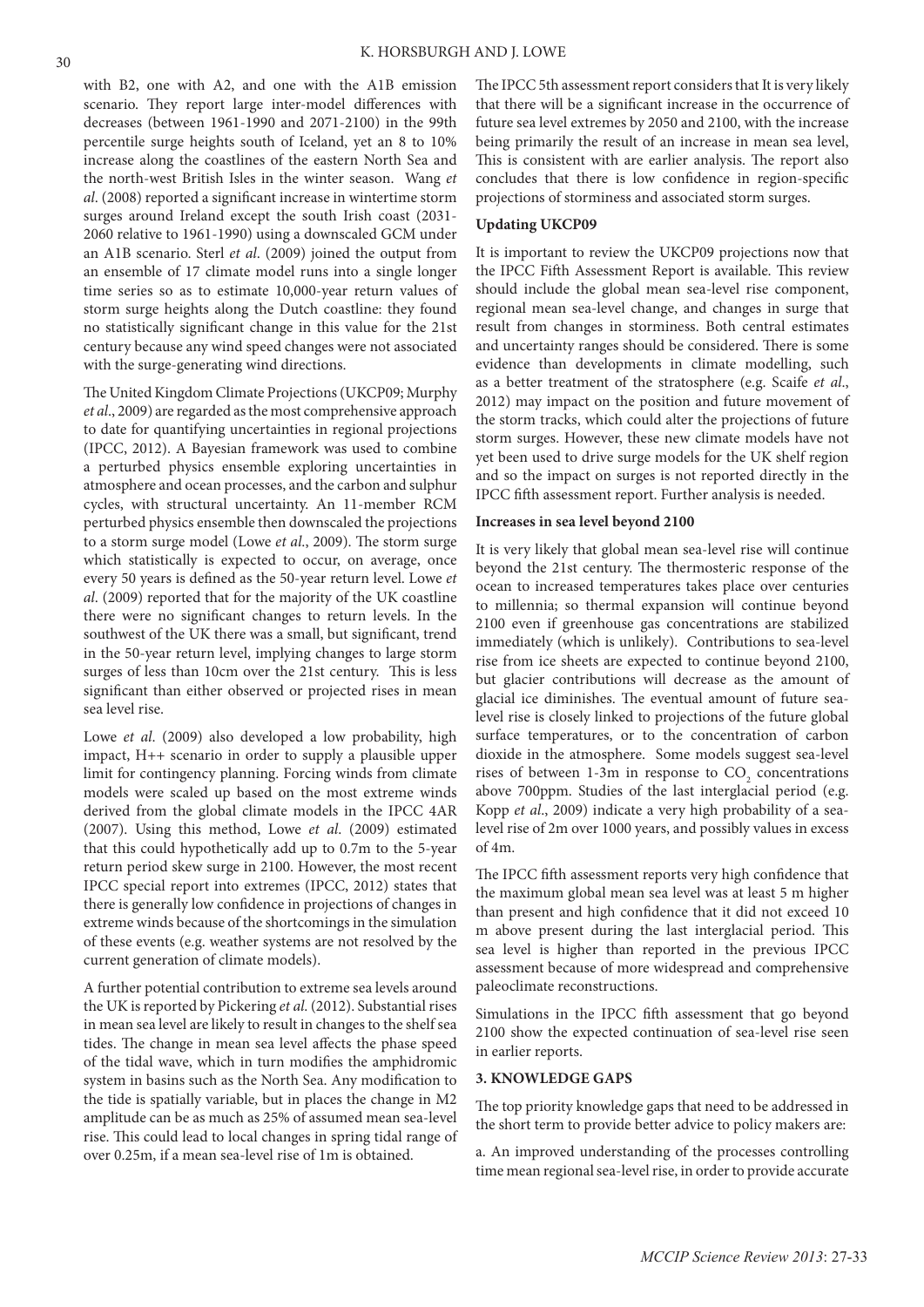with B2, one with A2, and one with the A1B emission scenario. They report large inter-model differences with decreases (between 1961-1990 and 2071-2100) in the 99th percentile surge heights south of Iceland, yet an 8 to 10% increase along the coastlines of the eastern North Sea and the north-west British Isles in the winter season. Wang *et al*. (2008) reported a significant increase in wintertime storm surges around Ireland except the south Irish coast (2031-2060 relative to 1961-1990) using a downscaled GCM under an A1B scenario. Sterl *et al*. (2009) joined the output from an ensemble of 17 climate model runs into a single longer time series so as to estimate 10,000-year return values of storm surge heights along the Dutch coastline: they found no statistically significant change in this value for the 21st century because any wind speed changes were not associated with the surge-generating wind directions.

The United Kingdom Climate Projections (UKCP09; Murphy *et al*., 2009) are regarded as the most comprehensive approach to date for quantifying uncertainties in regional projections (IPCC, 2012). A Bayesian framework was used to combine a perturbed physics ensemble exploring uncertainties in atmosphere and ocean processes, and the carbon and sulphur cycles, with structural uncertainty. An 11-member RCM perturbed physics ensemble then downscaled the projections to a storm surge model (Lowe *et al*., 2009). The storm surge which statistically is expected to occur, on average, once every 50 years is defined as the 50-year return level. Lowe *et al*. (2009) reported that for the majority of the UK coastline there were no significant changes to return levels. In the southwest of the UK there was a small, but significant, trend in the 50-year return level, implying changes to large storm surges of less than 10cm over the 21st century. This is less significant than either observed or projected rises in mean sea level rise.

Lowe *et al*. (2009) also developed a low probability, high impact, H++ scenario in order to supply a plausible upper limit for contingency planning. Forcing winds from climate models were scaled up based on the most extreme winds derived from the global climate models in the IPCC 4AR (2007). Using this method, Lowe *et al*. (2009) estimated that this could hypothetically add up to 0.7m to the 5-year return period skew surge in 2100. However, the most recent IPCC special report into extremes (IPCC, 2012) states that there is generally low confidence in projections of changes in extreme winds because of the shortcomings in the simulation of these events (e.g. weather systems are not resolved by the current generation of climate models).

A further potential contribution to extreme sea levels around the UK is reported by Pickering *et al*. (2012). Substantial rises in mean sea level are likely to result in changes to the shelf sea tides. The change in mean sea level affects the phase speed of the tidal wave, which in turn modifies the amphidromic system in basins such as the North Sea. Any modification to the tide is spatially variable, but in places the change in M2 amplitude can be as much as 25% of assumed mean sea-level rise. This could lead to local changes in spring tidal range of over 0.25m, if a mean sea-level rise of 1m is obtained.

The IPCC 5th assessment report considers that It is very likely that there will be a significant increase in the occurrence of future sea level extremes by 2050 and 2100, with the increase being primarily the result of an increase in mean sea level, This is consistent with are earlier analysis. The report also concludes that there is low confidence in region-specific projections of storminess and associated storm surges.

**Updating UKCP09**

It is important to review the UKCP09 projections now that the IPCC Fifth Assessment Report is available. This review should include the global mean sea-level rise component, regional mean sea-level change, and changes in surge that result from changes in storminess. Both central estimates and uncertainty ranges should be considered. There is some evidence than developments in climate modelling, such as a better treatment of the stratosphere (e.g. Scaife *et al*., 2012) may impact on the position and future movement of the storm tracks, which could alter the projections of future storm surges. However, these new climate models have not yet been used to drive surge models for the UK shelf region and so the impact on surges is not reported directly in the IPCC fifth assessment report. Further analysis is needed.

**Increases in sea level beyond 2100**

It is very likely that global mean sea-level rise will continue beyond the 21st century. The thermosteric response of the ocean to increased temperatures takes place over centuries to millennia; so thermal expansion will continue beyond 2100 even if greenhouse gas concentrations are stabilized immediately (which is unlikely). Contributions to sea-level rise from ice sheets are expected to continue beyond 2100, but glacier contributions will decrease as the amount of glacial ice diminishes. The eventual amount of future sea-level rise is closely linked to projections of the future global surface temperatures, or to the concentration of carbon dioxide in the atmosphere. Some models suggest sea-level rises of between 1-3m in response to $CO_2$ concentrations above 700ppm. Studies of the last interglacial period (e.g. Kopp *et al*., 2009) indicate a very high probability of a sea-level rise of 2m over 1000 years, and possibly values in excess of 4m.

The IPCC fifth assessment reports very high confidence that the maximum global mean sea level was at least 5 m higher than present and high confidence that it did not exceed 10 m above present during the last interglacial period. This sea level is higher than reported in the previous IPCC assessment because of more widespread and comprehensive paleoclimate reconstructions.

Simulations in the IPCC fifth assessment that go beyond 2100 show the expected continuation of sea-level rise seen in earlier reports.

## 3. KNOWLEDGE GAPS

The top priority knowledge gaps that need to be addressed in the short term to provide better advice to policy makers are:

a. An improved understanding of the processes controlling time mean regional sea-level rise, in order to provide accurate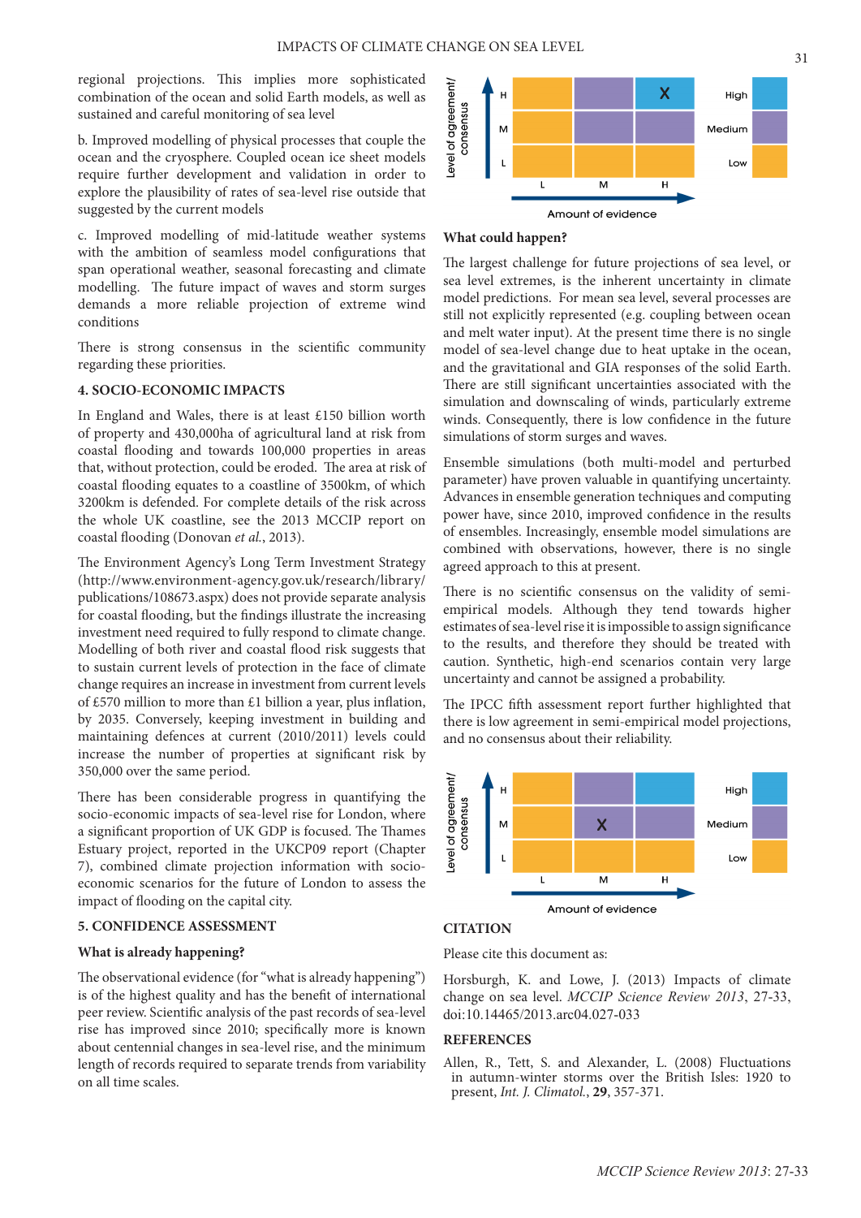regional projections. This implies more sophisticated combination of the ocean and solid Earth models, as well as sustained and careful monitoring of sea level

b. Improved modelling of physical processes that couple the ocean and the cryosphere. Coupled ocean ice sheet models require further development and validation in order to explore the plausibility of rates of sea-level rise outside that suggested by the current models

c. Improved modelling of mid-latitude weather systems with the ambition of seamless model configurations that span operational weather, seasonal forecasting and climate modelling. The future impact of waves and storm surges demands a more reliable projection of extreme wind conditions

There is strong consensus in the scientific community regarding these priorities.

## 4. SOCIO-ECONOMIC IMPACTS

In England and Wales, there is at least £150 billion worth of property and 430,000ha of agricultural land at risk from coastal flooding and towards 100,000 properties in areas that, without protection, could be eroded. The area at risk of coastal flooding equates to a coastline of 3500km, of which 3200km is defended. For complete details of the risk across the whole UK coastline, see the 2013 MCCIP report on coastal flooding (Donovan *et al.*, 2013).

The Environment Agency's Long Term Investment Strategy (http://www.environment-agency.gov.uk/research/library/publications/108673.aspx) does not provide separate analysis for coastal flooding, but the findings illustrate the increasing investment need required to fully respond to climate change. Modelling of both river and coastal flood risk suggests that to sustain current levels of protection in the face of climate change requires an increase in investment from current levels of £570 million to more than £1 billion a year, plus inflation, by 2035. Conversely, keeping investment in building and maintaining defences at current (2010/2011) levels could increase the number of properties at significant risk by 350,000 over the same period.

There has been considerable progress in quantifying the socio-economic impacts of sea-level rise for London, where a significant proportion of UK GDP is focused. The Thames Estuary project, reported in the UKCP09 report (Chapter 7), combined climate projection information with socio-economic scenarios for the future of London to assess the impact of flooding on the capital city.

## 5. CONFIDENCE ASSESSMENT

### What is already happening?

The observational evidence (for "what is already happening") is of the highest quality and has the benefit of international peer review. Scientific analysis of the past records of sea-level rise has improved since 2010; specifically more is known about centennial changes in sea-level rise, and the minimum length of records required to separate trends from variability on all time scales.

| Level of agreement/ consensus | L | M | H |
|---|---|---|---|
| H | | | X |
| M | | | |
| L | | | |

Amount of evidence (L, M, H). Key: High, Medium, Low

### What could happen?

The largest challenge for future projections of sea level, or sea level extremes, is the inherent uncertainty in climate model predictions. For mean sea level, several processes are still not explicitly represented (e.g. coupling between ocean and melt water input). At the present time there is no single model of sea-level change due to heat uptake in the ocean, and the gravitational and GIA responses of the solid Earth. There are still significant uncertainties associated with the simulation and downscaling of winds, particularly extreme winds. Consequently, there is low confidence in the future simulations of storm surges and waves.

Ensemble simulations (both multi-model and perturbed parameter) have proven valuable in quantifying uncertainty. Advances in ensemble generation techniques and computing power have, since 2010, improved confidence in the results of ensembles. Increasingly, ensemble model simulations are combined with observations, however, there is no single agreed approach to this at present.

There is no scientific consensus on the validity of semi-empirical models. Although they tend towards higher estimates of sea-level rise it is impossible to assign significance to the results, and therefore they should be treated with caution. Synthetic, high-end scenarios contain very large uncertainty and cannot be assigned a probability.

The IPCC fifth assessment report further highlighted that there is low agreement in semi-empirical model projections, and no consensus about their reliability.

| Level of agreement/ consensus | L | M | H |
|---|---|---|---|
| H | | | |
| M | | X | |
| L | | | |

Amount of evidence (L, M, H). Key: High, Medium, Low

## CITATION

Please cite this document as:

Horsburgh, K. and Lowe, J. (2013) Impacts of climate change on sea level. *MCCIP Science Review 2013*, 27-33, doi:10.14465/2013.arc04.027-033

## REFERENCES

Allen, R., Tett, S. and Alexander, L. (2008) Fluctuations in autumn-winter storms over the British Isles: 1920 to present, *Int. J. Climatol.*, **29**, 357-371.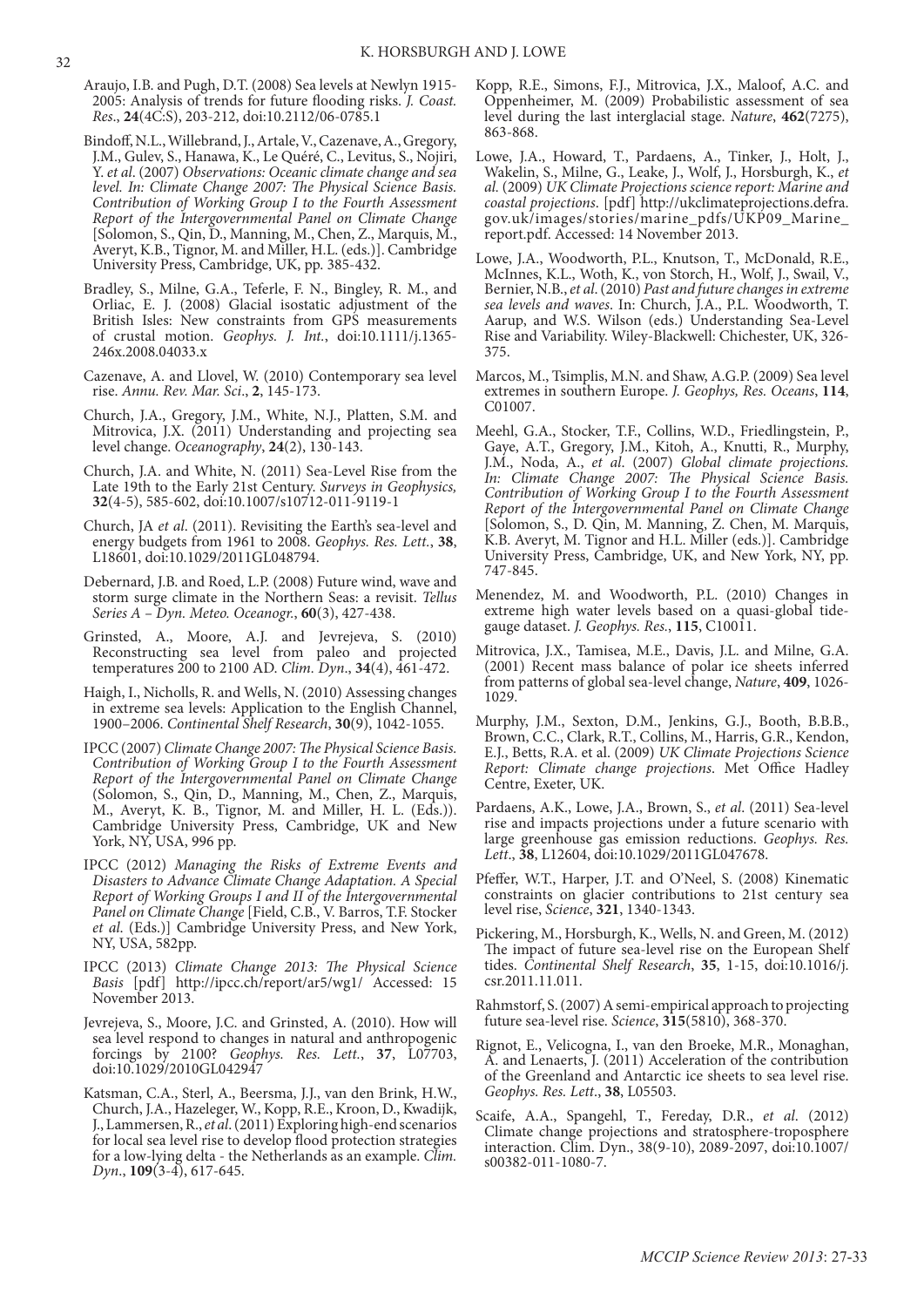Araujo, I.B. and Pugh, D.T. (2008) Sea levels at Newlyn 1915-2005: Analysis of trends for future flooding risks. *J. Coast. Res*., **24**(4C:S), 203-212, doi:10.2112/06-0785.1

Bindoff, N.L., Willebrand, J., Artale, V., Cazenave, A., Gregory, J.M., Gulev, S., Hanawa, K., Le Quéré, C., Levitus, S., Nojiri, Y. *et al*. (2007) *Observations: Oceanic climate change and sea level. In: Climate Change 2007: The Physical Science Basis. Contribution of Working Group I to the Fourth Assessment Report of the Intergovernmental Panel on Climate Change* [Solomon, S., Qin, D., Manning, M., Chen, Z., Marquis, M., Averyt, K.B., Tignor, M. and Miller, H.L. (eds.)]. Cambridge University Press, Cambridge, UK, pp. 385-432.

Bradley, S., Milne, G.A., Teferle, F. N., Bingley, R. M., and Orliac, E. J. (2008) Glacial isostatic adjustment of the British Isles: New constraints from GPS measurements of crustal motion. *Geophys. J. Int.*, doi:10.1111/j.1365-246x.2008.04033.x

Cazenave, A. and Llovel, W. (2010) Contemporary sea level rise. *Annu. Rev. Mar. Sci*., **2**, 145-173.

Church, J.A., Gregory, J.M., White, N.J., Platten, S.M. and Mitrovica, J.X. (2011) Understanding and projecting sea level change. *Oceanography*, **24**(2), 130-143.

Church, J.A. and White, N. (2011) Sea-Level Rise from the Late 19th to the Early 21st Century. *Surveys in Geophysics,* **32**(4-5), 585-602, doi:10.1007/s10712-011-9119-1

Church, JA *et al*. (2011). Revisiting the Earth's sea-level and energy budgets from 1961 to 2008. *Geophys. Res. Lett.*, **38**, L18601, doi:10.1029/2011GL048794.

Debernard, J.B. and Roed, L.P. (2008) Future wind, wave and storm surge climate in the Northern Seas: a revisit. *Tellus Series A – Dyn. Meteo. Oceanogr.*, **60**(3), 427-438.

Grinsted, A., Moore, A.J. and Jevrejeva, S. (2010) Reconstructing sea level from paleo and projected temperatures 200 to 2100 AD. *Clim. Dyn*., **34**(4), 461-472.

Haigh, I., Nicholls, R. and Wells, N. (2010) Assessing changes in extreme sea levels: Application to the English Channel, 1900–2006. *Continental Shelf Research*, **30**(9), 1042-1055.

IPCC (2007) *Climate Change 2007: The Physical Science Basis. Contribution of Working Group I to the Fourth Assessment Report of the Intergovernmental Panel on Climate Change* (Solomon, S., Qin, D., Manning, M., Chen, Z., Marquis, M., Averyt, K. B., Tignor, M. and Miller, H. L. (Eds.)). Cambridge University Press, Cambridge, UK and New York, NY, USA, 996 pp.

IPCC (2012) *Managing the Risks of Extreme Events and Disasters to Advance Climate Change Adaptation. A Special Report of Working Groups I and II of the Intergovernmental Panel on Climate Change* [Field, C.B., V. Barros, T.F. Stocker *et al*. (Eds.)] Cambridge University Press, and New York, NY, USA, 582pp.

IPCC (2013) *Climate Change 2013: The Physical Science Basis* [pdf] http://ipcc.ch/report/ar5/wg1/ Accessed: 15 November 2013.

Jevrejeva, S., Moore, J.C. and Grinsted, A. (2010). How will sea level respond to changes in natural and anthropogenic forcings by 2100? *Geophys. Res. Lett.*, **37**, L07703, doi:10.1029/2010GL042947

Katsman, C.A., Sterl, A., Beersma, J.J., van den Brink, H.W., Church, J.A., Hazeleger, W., Kopp, R.E., Kroon, D., Kwadijk, J., Lammersen, R., *et al*. (2011) Exploring high-end scenarios for local sea level rise to develop flood protection strategies for a low-lying delta - the Netherlands as an example. *Clim. Dyn*., **109**(3-4), 617-645.

Kopp, R.E., Simons, F.J., Mitrovica, J.X., Maloof, A.C. and Oppenheimer, M. (2009) Probabilistic assessment of sea level during the last interglacial stage. *Nature*, **462**(7275), 863-868.

Lowe, J.A., Howard, T., Pardaens, A., Tinker, J., Holt, J., Wakelin, S., Milne, G., Leake, J., Wolf, J., Horsburgh, K., *et al*. (2009) *UK Climate Projections science report: Marine and coastal projections*. [pdf] http://ukclimateprojections.defra.gov.uk/images/stories/marine_pdfs/UKP09_Marine_report.pdf. Accessed: 14 November 2013.

Lowe, J.A., Woodworth, P.L., Knutson, T., McDonald, R.E., McInnes, K.L., Woth, K., von Storch, H., Wolf, J., Swail, V., Bernier, N.B., *et al*. (2010) *Past and future changes in extreme sea levels and waves*. In: Church, J.A., P.L. Woodworth, T. Aarup, and W.S. Wilson (eds.) Understanding Sea-Level Rise and Variability. Wiley-Blackwell: Chichester, UK, 326-375.

Marcos, M., Tsimplis, M.N. and Shaw, A.G.P. (2009) Sea level extremes in southern Europe. *J. Geophys, Res. Oceans*, **114**, C01007.

Meehl, G.A., Stocker, T.F., Collins, W.D., Friedlingstein, P., Gaye, A.T., Gregory, J.M., Kitoh, A., Knutti, R., Murphy, J.M., Noda, A., *et al*. (2007) *Global climate projections. In: Climate Change 2007: The Physical Science Basis. Contribution of Working Group I to the Fourth Assessment Report of the Intergovernmental Panel on Climate Change* [Solomon, S., D. Qin, M. Manning, Z. Chen, M. Marquis, K.B. Averyt, M. Tignor and H.L. Miller (eds.)]. Cambridge University Press, Cambridge, UK, and New York, NY, pp. 747-845.

Menendez, M. and Woodworth, P.L. (2010) Changes in extreme high water levels based on a quasi-global tide-gauge dataset. *J. Geophys. Res.*, **115**, C10011.

Mitrovica, J.X., Tamisea, M.E., Davis, J.L. and Milne, G.A. (2001) Recent mass balance of polar ice sheets inferred from patterns of global sea-level change, *Nature*, **409**, 1026-1029.

Murphy, J.M., Sexton, D.M., Jenkins, G.J., Booth, B.B.B., Brown, C.C., Clark, R.T., Collins, M., Harris, G.R., Kendon, E.J., Betts, R.A. et al. (2009) *UK Climate Projections Science Report: Climate change projections*. Met Office Hadley Centre, Exeter, UK.

Pardaens, A.K., Lowe, J.A., Brown, S., *et al*. (2011) Sea-level rise and impacts projections under a future scenario with large greenhouse gas emission reductions. *Geophys. Res. Lett*., **38**, L12604, doi:10.1029/2011GL047678.

Pfeffer, W.T., Harper, J.T. and O'Neel, S. (2008) Kinematic constraints on glacier contributions to 21st century sea level rise, *Science*, **321**, 1340-1343.

Pickering, M., Horsburgh, K., Wells, N. and Green, M. (2012) The impact of future sea-level rise on the European Shelf tides. *Continental Shelf Research*, **35**, 1-15, doi:10.1016/j.csr.2011.11.011.

Rahmstorf, S. (2007) A semi-empirical approach to projecting future sea-level rise. *Science*, **315**(5810), 368-370.

Rignot, E., Velicogna, I., van den Broeke, M.R., Monaghan, A. and Lenaerts, J. (2011) Acceleration of the contribution of the Greenland and Antarctic ice sheets to sea level rise. *Geophys. Res. Lett*., **38**, L05503.

Scaife, A.A., Spangehl, T., Fereday, D.R., *et al*. (2012) Climate change projections and stratosphere-troposphere interaction. Clim. Dyn., 38(9-10), 2089-2097, doi:10.1007/s00382-011-1080-7.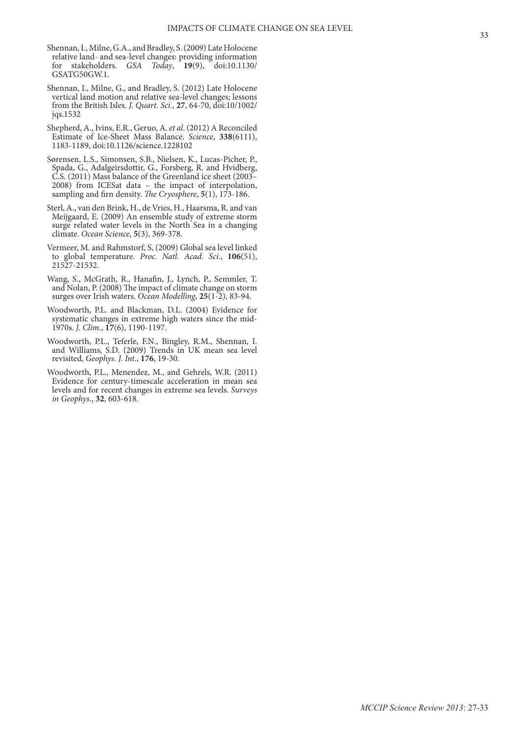Shennan, I., Milne, G.A., and Bradley, S. (2009) Late Holocene relative land- and sea-level changes: providing information for stakeholders. *GSA Today*, **19**(9), doi:10.1130/GSATG50GW.1.

Shennan, I., Milne, G., and Bradley, S. (2012) Late Holocene vertical land motion and relative sea-level changes; lessons from the British Isles. *J. Quart. Sci.*, **27**, 64-70, doi:10/1002/jqs.1532

Shepherd, A., Ivins, E.R., Geruo, A. *et al*. (2012) A Reconciled Estimate of Ice-Sheet Mass Balance. *Science*, **338**(6111), 1183-1189, doi:10.1126/science.1228102

Sørensen, L.S., Simonsen, S.B., Nielsen, K., Lucas-Picher, P., Spada, G., Adalgeirsdottir, G., Forsberg, R. and Hvidberg, C.S. (2011) Mass balance of the Greenland ice sheet (2003–2008) from ICESat data – the impact of interpolation, sampling and firn density. *The Cryosphere*, **5**(1), 173-186.

Sterl, A., van den Brink, H., de Vries, H., Haarsma, R. and van Meijgaard, E. (2009) An ensemble study of extreme storm surge related water levels in the North Sea in a changing climate. *Ocean Science*, **5**(3), 369-378.

Vermeer, M. and Rahmstorf, S, (2009) Global sea level linked to global temperature. *Proc. Natl. Acad. Sci.*, **106**(51), 21527-21532.

Wang, S., McGrath, R., Hanafin, J., Lynch, P., Semmler, T. and Nolan, P. (2008) The impact of climate change on storm surges over Irish waters. *Ocean Modelling*, **25**(1-2), 83-94.

Woodworth, P.L. and Blackman, D.L. (2004) Evidence for systematic changes in extreme high waters since the mid-1970s. *J. Clim*., **17**(6), 1190-1197.

Woodworth, P.L., Teferle, F.N., Bingley, R.M., Shennan, I. and Williams, S.D. (2009) Trends in UK mean sea level revisited, *Geophys. J. Int.*, **176**, 19-30.

Woodworth, P.L., Menendez, M., and Gehrels, W.R. (2011) Evidence for century-timescale acceleration in mean sea levels and for recent changes in extreme sea levels. *Surveys in Geophys*., **32**, 603-618.